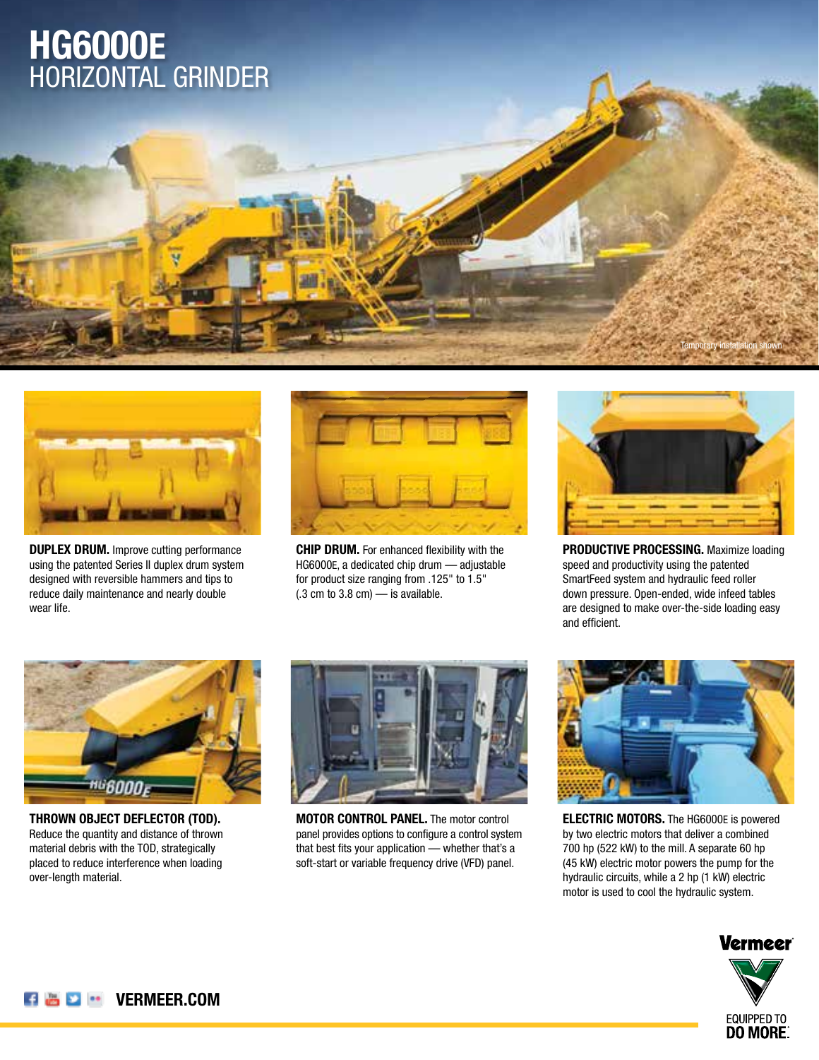# HG6000E
## HORIZONTAL GRINDER

Temporary installation shown

**DUPLEX DRUM.** Improve cutting performance using the patented Series II duplex drum system designed with reversible hammers and tips to reduce daily maintenance and nearly double wear life.

**CHIP DRUM.** For enhanced flexibility with the HG6000E, a dedicated chip drum — adjustable for product size ranging from .125" to 1.5" (.3 cm to 3.8 cm) — is available.

**PRODUCTIVE PROCESSING.** Maximize loading speed and productivity using the patented SmartFeed system and hydraulic feed roller down pressure. Open-ended, wide infeed tables are designed to make over-the-side loading easy and efficient.

**THROWN OBJECT DEFLECTOR (TOD).** Reduce the quantity and distance of thrown material debris with the TOD, strategically placed to reduce interference when loading over-length material.

**MOTOR CONTROL PANEL.** The motor control panel provides options to configure a control system that best fits your application — whether that's a soft-start or variable frequency drive (VFD) panel.

**ELECTRIC MOTORS.** The HG6000E is powered by two electric motors that deliver a combined 700 hp (522 kW) to the mill. A separate 60 hp (45 kW) electric motor powers the pump for the hydraulic circuits, while a 2 hp (1 kW) electric motor is used to cool the hydraulic system.

**VERMEER.COM**

Vermeer
EQUIPPED TO DO MORE.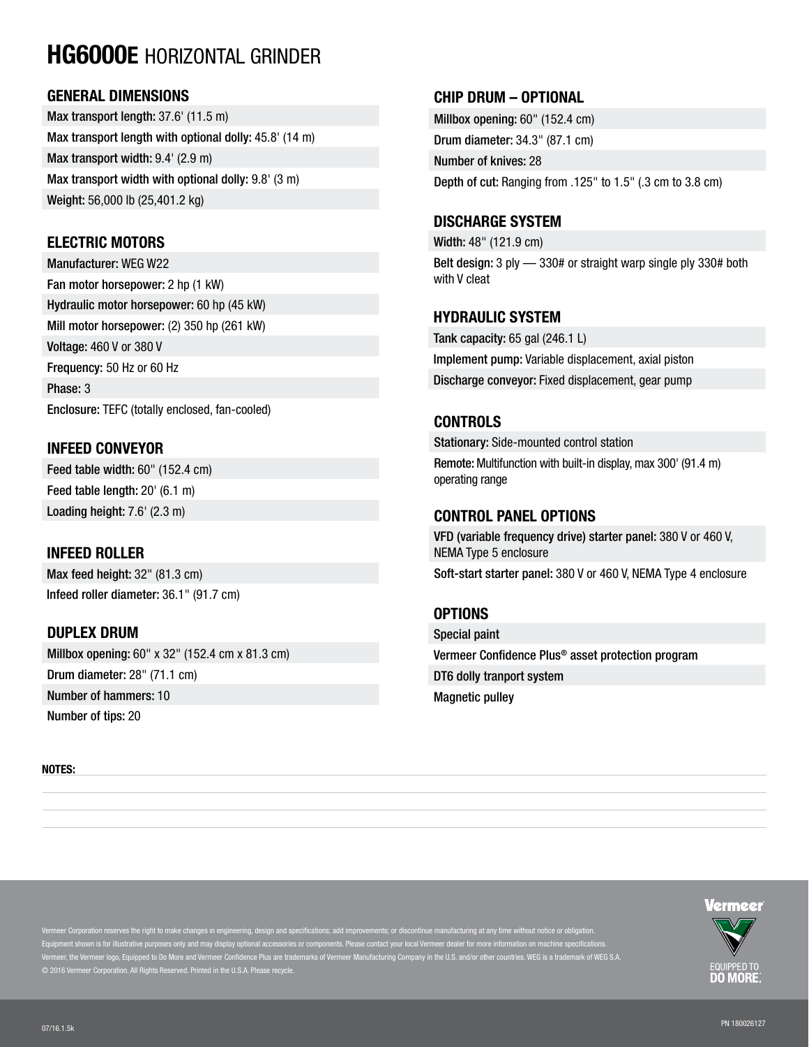# HG6000E HORIZONTAL GRINDER

## GENERAL DIMENSIONS

**Max transport length:** 37.6' (11.5 m)

**Max transport length with optional dolly:** 45.8' (14 m)

**Max transport width:** 9.4' (2.9 m)

**Max transport width with optional dolly:** 9.8' (3 m)

**Weight:** 56,000 lb (25,401.2 kg)

## ELECTRIC MOTORS

**Manufacturer:** WEG W22

**Fan motor horsepower:** 2 hp (1 kW)

**Hydraulic motor horsepower:** 60 hp (45 kW)

**Mill motor horsepower:** (2) 350 hp (261 kW)

**Voltage:** 460 V or 380 V

**Frequency:** 50 Hz or 60 Hz

**Phase:** 3

**Enclosure:** TEFC (totally enclosed, fan-cooled)

## INFEED CONVEYOR

**Feed table width:** 60" (152.4 cm)

**Feed table length:** 20' (6.1 m)

**Loading height:** 7.6' (2.3 m)

## INFEED ROLLER

**Max feed height:** 32" (81.3 cm)

**Infeed roller diameter:** 36.1" (91.7 cm)

## DUPLEX DRUM

**Millbox opening:** 60" x 32" (152.4 cm x 81.3 cm)

**Drum diameter:** 28" (71.1 cm)

**Number of hammers:** 10

**Number of tips:** 20

## CHIP DRUM – OPTIONAL

**Millbox opening:** 60" (152.4 cm)

**Drum diameter:** 34.3" (87.1 cm)

**Number of knives:** 28

**Depth of cut:** Ranging from .125" to 1.5" (.3 cm to 3.8 cm)

## DISCHARGE SYSTEM

**Width:** 48" (121.9 cm)

**Belt design:** 3 ply — 330# or straight warp single ply 330# both with V cleat

## HYDRAULIC SYSTEM

**Tank capacity:** 65 gal (246.1 L)

**Implement pump:** Variable displacement, axial piston

**Discharge conveyor:** Fixed displacement, gear pump

## CONTROLS

**Stationary:** Side-mounted control station

**Remote:** Multifunction with built-in display, max 300' (91.4 m) operating range

## CONTROL PANEL OPTIONS

**VFD (variable frequency drive) starter panel:** 380 V or 460 V, NEMA Type 5 enclosure

**Soft-start starter panel:** 380 V or 460 V, NEMA Type 4 enclosure

## OPTIONS

Special paint

Vermeer Confidence Plus® asset protection program

DT6 dolly tranport system

Magnetic pulley

**NOTES:**

Vermeer Corporation reserves the right to make changes in engineering, design and specifications; add improvements; or discontinue manufacturing at any time without notice or obligation. Equipment shown is for illustrative purposes only and may display optional accessories or components. Please contact your local Vermeer dealer for more information on machine specifications. Vermeer, the Vermeer logo, Equipped to Do More and Vermeer Confidence Plus are trademarks of Vermeer Manufacturing Company in the U.S. and/or other countries. WEG is a trademark of WEG S.A. © 2016 Vermeer Corporation. All Rights Reserved. Printed in the U.S.A. Please recycle.

Vermeer

EQUIPPED TO DO MORE.

07/16.1.5k

PN 180026127